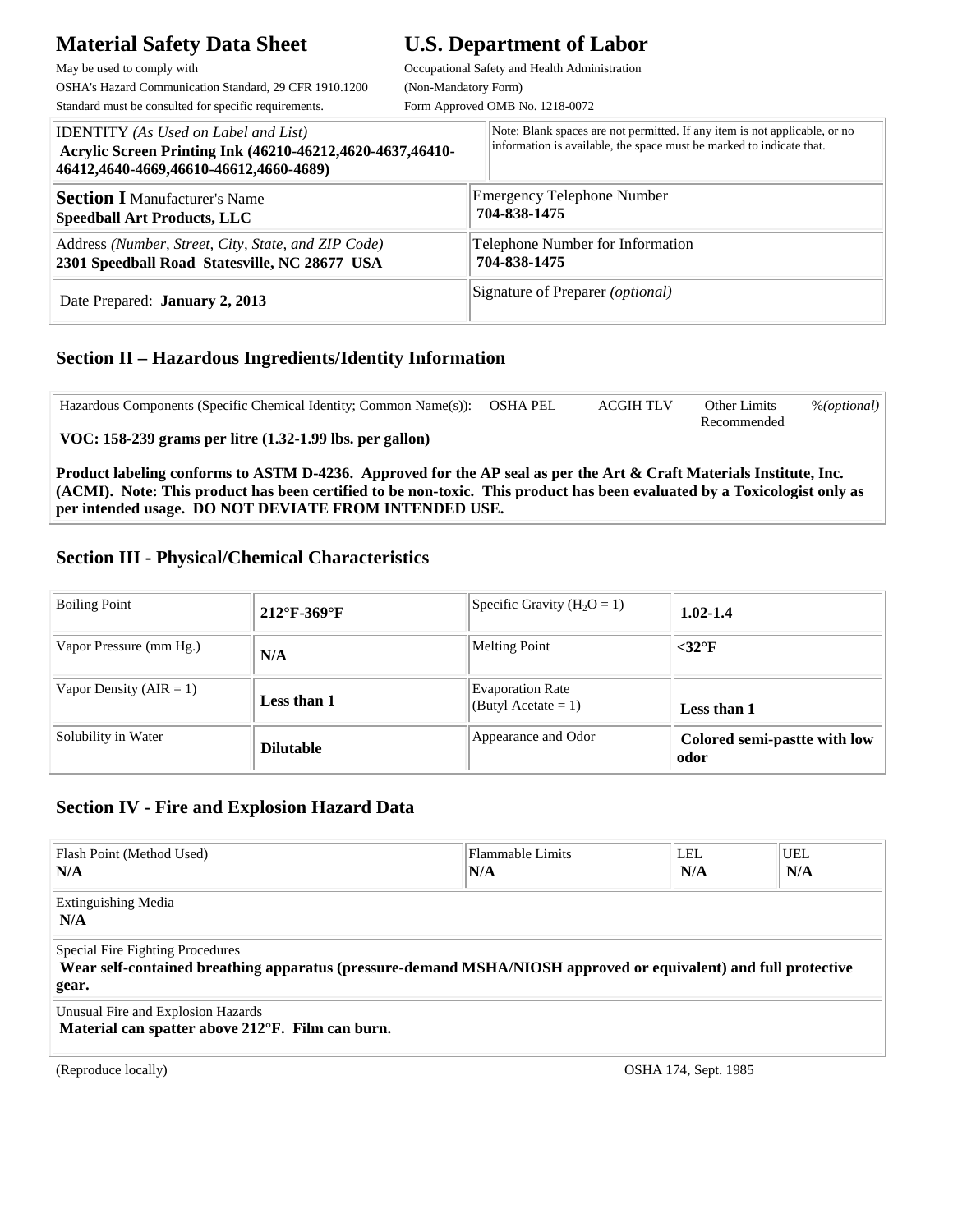# Material Safety Data Sheet

May be used to comply with
OSHA's Hazard Communication Standard, 29 CFR 1910.1200
Standard must be consulted for specific requirements.

# U.S. Department of Labor

Occupational Safety and Health Administration
(Non-Mandatory Form)
Form Approved OMB No. 1218-0072

| IDENTITY *(As Used on Label and List)* **Acrylic Screen Printing Ink (46210-46212,4620-4637,46410-46412,4640-4669,46610-46612,4660-4689)** | Note: Blank spaces are not permitted. If any item is not applicable, or no information is available, the space must be marked to indicate that. |
|---|---|
| **Section I** Manufacturer's Name **Speedball Art Products, LLC** | Emergency Telephone Number **704-838-1475** |
| Address *(Number, Street, City, State, and ZIP Code)* **2301 Speedball Road Statesville, NC 28677 USA** | Telephone Number for Information **704-838-1475** |
| Date Prepared: **January 2, 2013** | Signature of Preparer *(optional)* |

## Section II – Hazardous Ingredients/Identity Information

| Hazardous Components (Specific Chemical Identity; Common Name(s)): | OSHA PEL | ACGIH TLV | Other Limits Recommended | %*(optional)* |
|---|---|---|---|---|
| **VOC: 158-239 grams per litre (1.32-1.99 lbs. per gallon)** | | | | |

**Product labeling conforms to ASTM D-4236. Approved for the AP seal as per the Art & Craft Materials Institute, Inc. (ACMI). Note: This product has been certified to be non-toxic. This product has been evaluated by a Toxicologist only as per intended usage. DO NOT DEVIATE FROM INTENDED USE.**

## Section III - Physical/Chemical Characteristics

| | | | |
|---|---|---|---|
| Boiling Point | **212°F-369°F** | Specific Gravity ($H_2O$ = 1) | **1.02-1.4** |
| Vapor Pressure (mm Hg.) | **N/A** | Melting Point | **<32°F** |
| Vapor Density (AIR = 1) | **Less than 1** | Evaporation Rate (Butyl Acetate = 1) | **Less than 1** |
| Solubility in Water | **Dilutable** | Appearance and Odor | **Colored semi-pastte with low odor** |

## Section IV - Fire and Explosion Hazard Data

| Flash Point (Method Used) | Flammable Limits | LEL | UEL |
|---|---|---|---|
| **N/A** | **N/A** | **N/A** | **N/A** |

Extinguishing Media
**N/A**

Special Fire Fighting Procedures
**Wear self-contained breathing apparatus (pressure-demand MSHA/NIOSH approved or equivalent) and full protective gear.**

Unusual Fire and Explosion Hazards
**Material can spatter above 212°F. Film can burn.**

(Reproduce locally) OSHA 174, Sept. 1985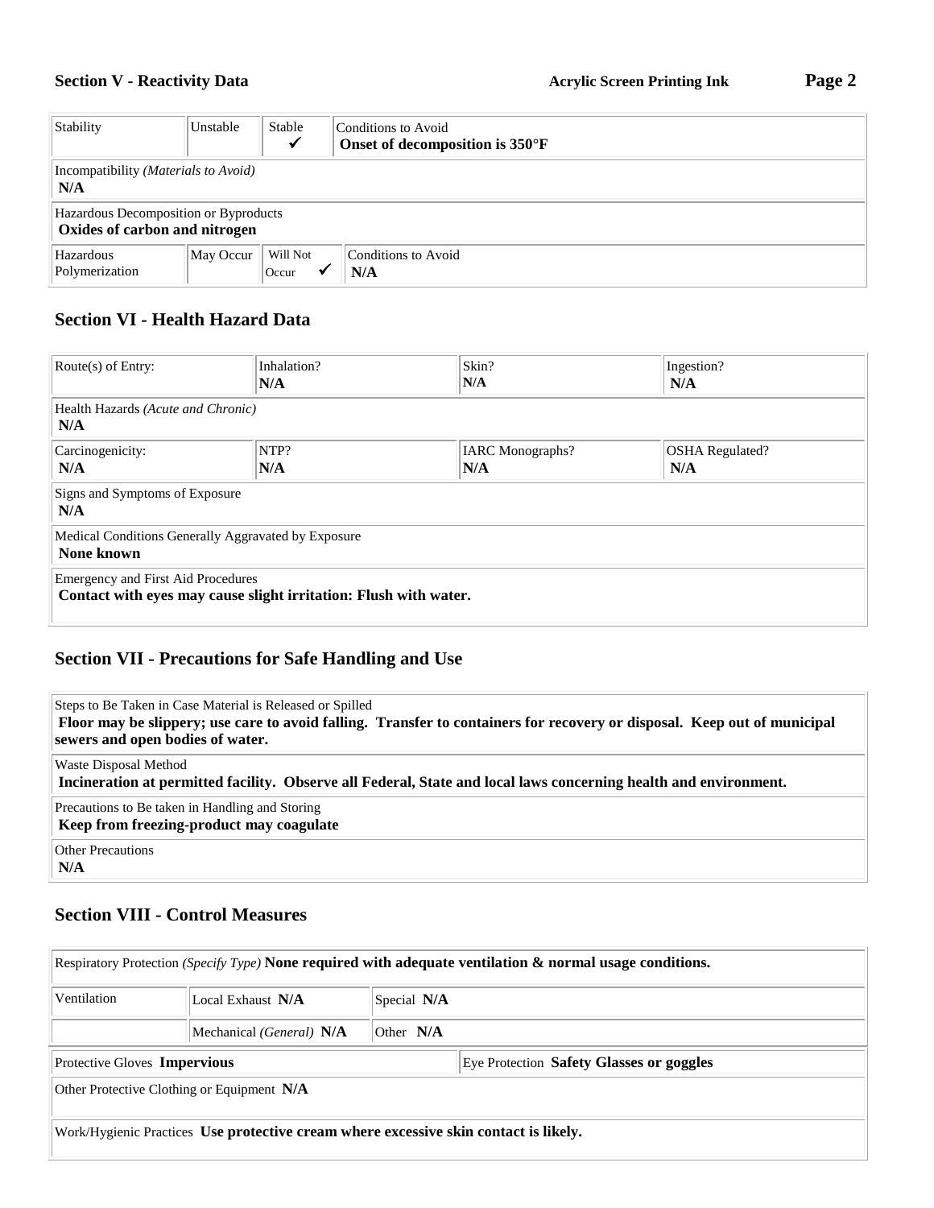## Section V - Reactivity Data

| | | | |
|---|---|---|---|
| Stability | Unstable | Stable ✓ | Conditions to Avoid **Onset of decomposition is 350°F** |
| Incompatibility *(Materials to Avoid)* **N/A** | | | |
| Hazardous Decomposition or Byproducts **Oxides of carbon and nitrogen** | | | |
| Hazardous Polymerization | May Occur | Will Not Occur ✓ | Conditions to Avoid **N/A** |

## Section VI - Health Hazard Data

| | | | |
|---|---|---|---|
| Route(s) of Entry: | Inhalation? **N/A** | Skin? **N/A** | Ingestion? **N/A** |
| Health Hazards *(Acute and Chronic)* **N/A** | | | |
| Carcinogenicity: **N/A** | NTP? **N/A** | IARC Monographs? **N/A** | OSHA Regulated? **N/A** |
| Signs and Symptoms of Exposure **N/A** | | | |
| Medical Conditions Generally Aggravated by Exposure **None known** | | | |
| Emergency and First Aid Procedures **Contact with eyes may cause slight irritation: Flush with water.** | | | |

## Section VII - Precautions for Safe Handling and Use

Steps to Be Taken in Case Material is Released or Spilled
**Floor may be slippery; use care to avoid falling. Transfer to containers for recovery or disposal. Keep out of municipal sewers and open bodies of water.**

Waste Disposal Method
**Incineration at permitted facility. Observe all Federal, State and local laws concerning health and environment.**

Precautions to Be taken in Handling and Storing
**Keep from freezing-product may coagulate**

Other Precautions
**N/A**

## Section VIII - Control Measures

| | | | |
|---|---|---|---|
| Respiratory Protection *(Specify Type)* **None required with adequate ventilation & normal usage conditions.** | | | |
| Ventilation | Local Exhaust **N/A** | Special **N/A** | |
| | Mechanical *(General)* **N/A** | Other **N/A** | |
| Protective Gloves **Impervious** | | Eye Protection **Safety Glasses or goggles** | |
| Other Protective Clothing or Equipment **N/A** | | | |
| Work/Hygienic Practices **Use protective cream where excessive skin contact is likely.** | | | |